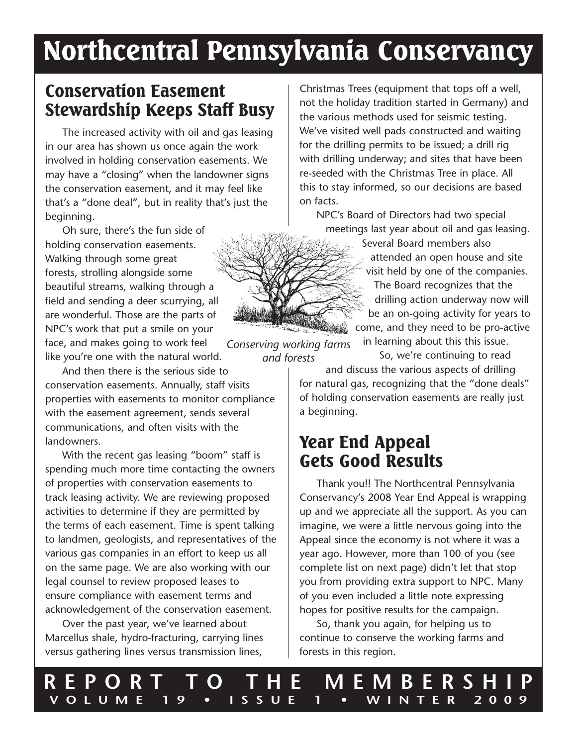# Northcentral Pennsylvania Conservancy

## Conservation Easement Stewardship Keeps Staff Busy

The increased activity with oil and gas leasing in our area has shown us once again the work involved in holding conservation easements. We may have a "closing" when the landowner signs the conservation easement, and it may feel like that's a "done deal", but in reality that's just the beginning.

Oh sure, there's the fun side of holding conservation easements. Walking through some great forests, strolling alongside some beautiful streams, walking through a field and sending a deer scurrying, all are wonderful. Those are the parts of NPC's work that put a smile on your face, and makes going to work feel like you're one with the natural world.

And then there is the serious side to conservation easements. Annually, staff visits properties with easements to monitor compliance with the easement agreement, sends several communications, and often visits with the landowners.

With the recent gas leasing "boom" staff is spending much more time contacting the owners of properties with conservation easements to track leasing activity. We are reviewing proposed activities to determine if they are permitted by the terms of each easement. Time is spent talking to landmen, geologists, and representatives of the various gas companies in an effort to keep us all on the same page. We are also working with our legal counsel to review proposed leases to ensure compliance with easement terms and acknowledgement of the conservation easement.

Over the past year, we've learned about Marcellus shale, hydro-fracturing, carrying lines versus gathering lines versus transmission lines, Christmas Trees (equipment that tops off a well, not the holiday tradition started in Germany) and the various methods used for seismic testing. We've visited well pads constructed and waiting for the drilling permits to be issued; a drill rig with drilling underway; and sites that have been re-seeded with the Christmas Tree in place. All this to stay informed, so our decisions are based on facts.

NPC's Board of Directors had two special meetings last year about oil and gas leasing. Several Board members also attended an open house and site visit held by one of the companies. The Board recognizes that the drilling action underway now will be an on-going activity for years to come, and they need to be pro-active in learning about this this issue.

So, we're continuing to read and discuss the various aspects of drilling for natural gas, recognizing that the "done deals" of holding conservation easements are really just a beginning.

*Conserving working farms and forests*

## Year End Appeal Gets Good Results

Thank you!! The Northcentral Pennsylvania Conservancy's 2008 Year End Appeal is wrapping up and we appreciate all the support. As you can imagine, we were a little nervous going into the Appeal since the economy is not where it was a year ago. However, more than 100 of you (see complete list on next page) didn't let that stop you from providing extra support to NPC. Many of you even included a little note expressing hopes for positive results for the campaign.

So, thank you again, for helping us to continue to conserve the working farms and forests in this region.

**REPORT TO THE MEMBERSHIP**
**VOLUME 19 • ISSUE 1 • WINTER 2009**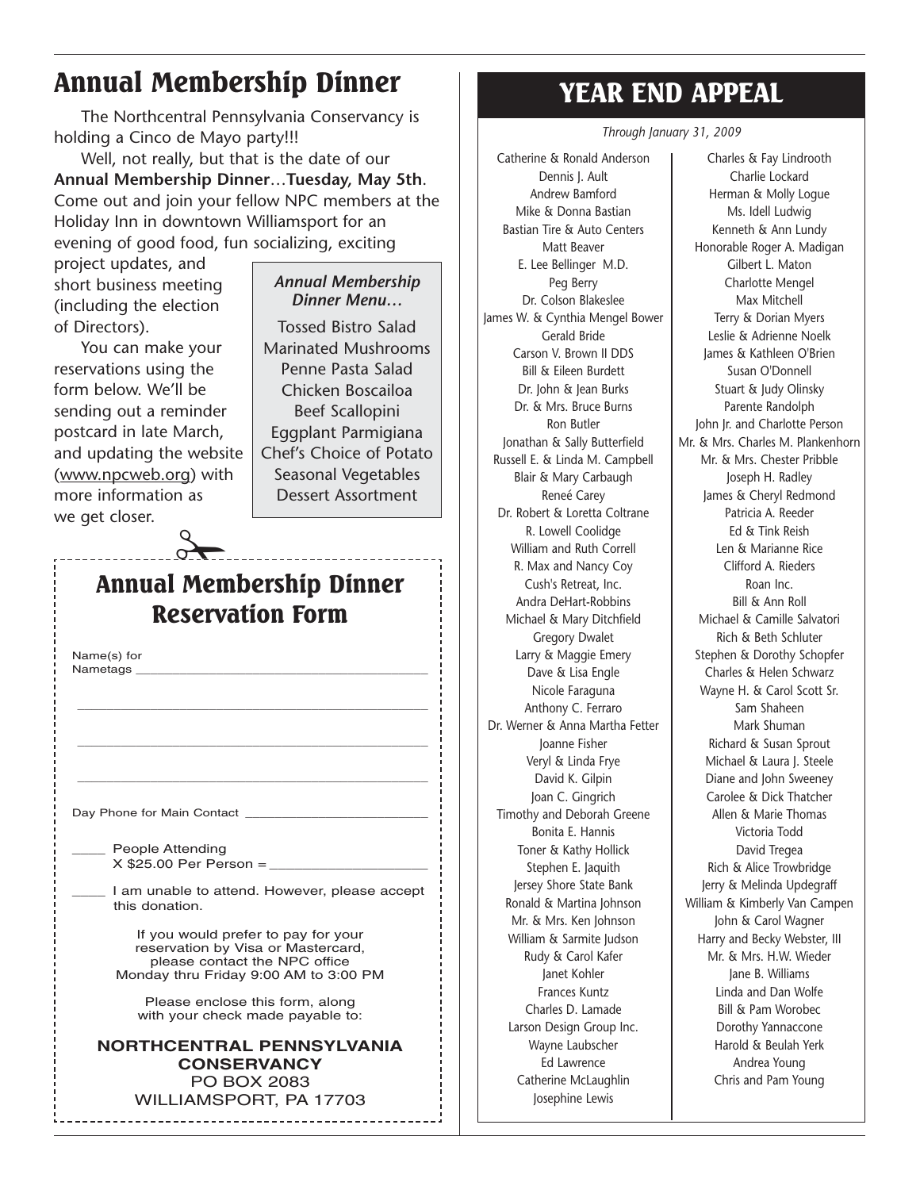# Annual Membership Dinner

The Northcentral Pennsylvania Conservancy is holding a Cinco de Mayo party!!!

Well, not really, but that is the date of our **Annual Membership Dinner**…**Tuesday, May 5th**. Come out and join your fellow NPC members at the Holiday Inn in downtown Williamsport for an evening of good food, fun socializing, exciting project updates, and short business meeting (including the election of Directors).

You can make your reservations using the form below. We'll be sending out a reminder postcard in late March, and updating the website (www.npcweb.org) with more information as we get closer.

***Annual Membership Dinner Menu…***

Tossed Bistro Salad
Marinated Mushrooms
Penne Pasta Salad
Chicken Boscailoa
Beef Scallopini
Eggplant Parmigiana
Chef's Choice of Potato
Seasonal Vegetables
Dessert Assortment

## Annual Membership Dinner Reservation Form

Name(s) for Nametags ________________________________________

________________________________________

________________________________________

________________________________________

Day Phone for Main Contact ________________________

____ People Attending
X $25.00 Per Person = ____________________

____ I am unable to attend. However, please accept this donation.

If you would prefer to pay for your reservation by Visa or Mastercard, please contact the NPC office Monday thru Friday 9:00 AM to 3:00 PM

Please enclose this form, along with your check made payable to:

**NORTHCENTRAL PENNSYLVANIA CONSERVANCY**
PO BOX 2083
WILLIAMSPORT, PA 17703

# YEAR END APPEAL

*Through January 31, 2009*

Catherine & Ronald Anderson
Dennis J. Ault
Andrew Bamford
Mike & Donna Bastian
Bastian Tire & Auto Centers
Matt Beaver
E. Lee Bellinger M.D.
Peg Berry
Dr. Colson Blakeslee
James W. & Cynthia Mengel Bower
Gerald Bride
Carson V. Brown II DDS
Bill & Eileen Burdett
Dr. John & Jean Burks
Dr. & Mrs. Bruce Burns
Ron Butler
Jonathan & Sally Butterfield
Russell E. & Linda M. Campbell
Blair & Mary Carbaugh
Reneé Carey
Dr. Robert & Loretta Coltrane
R. Lowell Coolidge
William and Ruth Correll
R. Max and Nancy Coy
Cush's Retreat, Inc.
Andra DeHart-Robbins
Michael & Mary Ditchfield
Gregory Dwalet
Larry & Maggie Emery
Dave & Lisa Engle
Nicole Faraguna
Anthony C. Ferraro
Dr. Werner & Anna Martha Fetter
Joanne Fisher
Veryl & Linda Frye
David K. Gilpin
Joan C. Gingrich
Timothy and Deborah Greene
Bonita E. Hannis
Toner & Kathy Hollick
Stephen E. Jaquith
Jersey Shore State Bank
Ronald & Martina Johnson
Mr. & Mrs. Ken Johnson
William & Sarmite Judson
Rudy & Carol Kafer
Janet Kohler
Frances Kuntz
Charles D. Lamade
Larson Design Group Inc.
Wayne Laubscher
Ed Lawrence
Catherine McLaughlin
Josephine Lewis
Charles & Fay Lindrooth
Charlie Lockard
Herman & Molly Logue
Ms. Idell Ludwig
Kenneth & Ann Lundy
Honorable Roger A. Madigan
Gilbert L. Maton
Charlotte Mengel
Max Mitchell
Terry & Dorian Myers
Leslie & Adrienne Noelk
James & Kathleen O'Brien
Susan O'Donnell
Stuart & Judy Olinsky
Parente Randolph
John Jr. and Charlotte Person
Mr. & Mrs. Charles M. Plankenhorn
Mr. & Mrs. Chester Pribble
Joseph H. Radley
James & Cheryl Redmond
Patricia A. Reeder
Ed & Tink Reish
Len & Marianne Rice
Clifford A. Rieders
Roan Inc.
Bill & Ann Roll
Michael & Camille Salvatori
Rich & Beth Schluter
Stephen & Dorothy Schopfer
Charles & Helen Schwarz
Wayne H. & Carol Scott Sr.
Sam Shaheen
Mark Shuman
Richard & Susan Sprout
Michael & Laura J. Steele
Diane and John Sweeney
Carolee & Dick Thatcher
Allen & Marie Thomas
Victoria Todd
David Tregea
Rich & Alice Trowbridge
Jerry & Melinda Updegraff
William & Kimberly Van Campen
John & Carol Wagner
Harry and Becky Webster, III
Mr. & Mrs. H.W. Wieder
Jane B. Williams
Linda and Dan Wolfe
Bill & Pam Worobec
Dorothy Yannaccone
Harold & Beulah Yerk
Andrea Young
Chris and Pam Young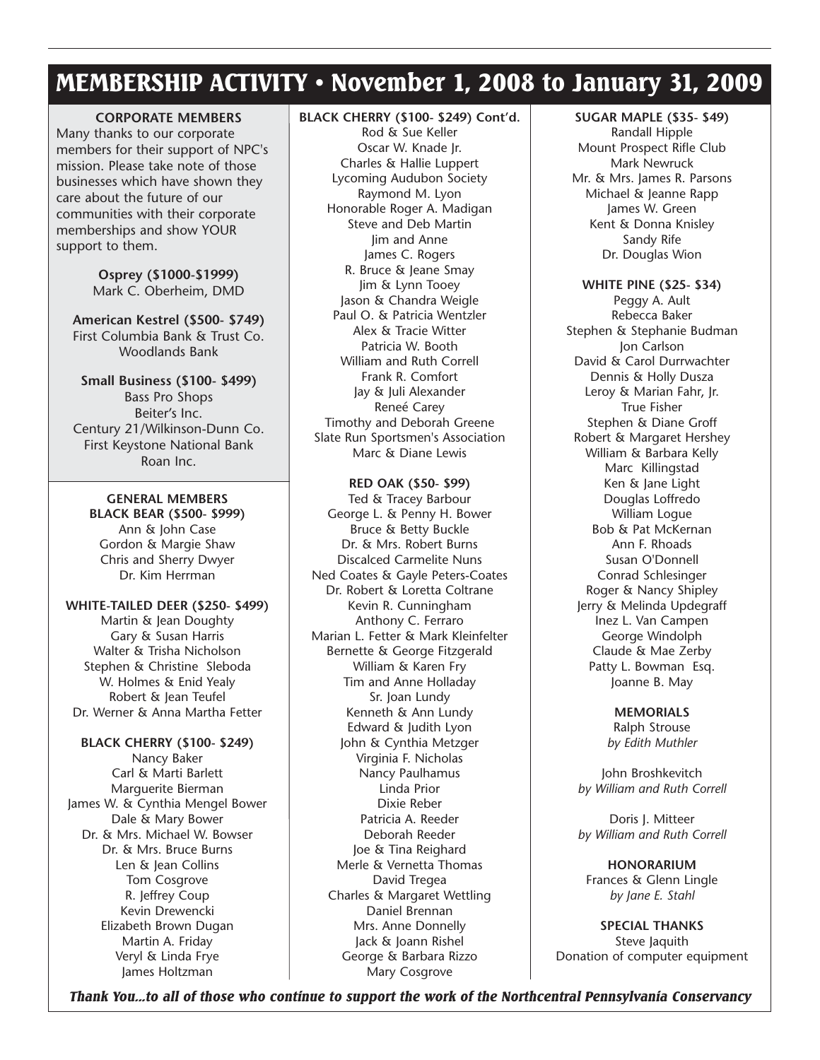# MEMBERSHIP ACTIVITY • November 1, 2008 to January 31, 2009

### CORPORATE MEMBERS

Many thanks to our corporate members for their support of NPC's mission. Please take note of those businesses which have shown they care about the future of our communities with their corporate memberships and show YOUR support to them.

**Osprey ($1000-$1999)**
Mark C. Oberheim, DMD

**American Kestrel ($500- $749)**
First Columbia Bank & Trust Co.
Woodlands Bank

**Small Business ($100- $499)**
Bass Pro Shops
Beiter's Inc.
Century 21/Wilkinson-Dunn Co.
First Keystone National Bank
Roan Inc.

### GENERAL MEMBERS

**BLACK BEAR ($500- $999)**
Ann & John Case
Gordon & Margie Shaw
Chris and Sherry Dwyer
Dr. Kim Herrman

**WHITE-TAILED DEER ($250- $499)**
Martin & Jean Doughty
Gary & Susan Harris
Walter & Trisha Nicholson
Stephen & Christine Sleboda
W. Holmes & Enid Yealy
Robert & Jean Teufel
Dr. Werner & Anna Martha Fetter

**BLACK CHERRY ($100- $249)**
Nancy Baker
Carl & Marti Barlett
Marguerite Bierman
James W. & Cynthia Mengel Bower
Dale & Mary Bower
Dr. & Mrs. Michael W. Bowser
Dr. & Mrs. Bruce Burns
Len & Jean Collins
Tom Cosgrove
R. Jeffrey Coup
Kevin Drewencki
Elizabeth Brown Dugan
Martin A. Friday
Veryl & Linda Frye
James Holtzman

**BLACK CHERRY ($100- $249) Cont'd.**
Rod & Sue Keller
Oscar W. Knade Jr.
Charles & Hallie Luppert
Lycoming Audubon Society
Raymond M. Lyon
Honorable Roger A. Madigan
Steve and Deb Martin
Jim and Anne
James C. Rogers
R. Bruce & Jeane Smay
Jim & Lynn Tooey
Jason & Chandra Weigle
Paul O. & Patricia Wentzler
Alex & Tracie Witter
Patricia W. Booth
William and Ruth Correll
Frank R. Comfort
Jay & Juli Alexander
Reneé Carey
Timothy and Deborah Greene
Slate Run Sportsmen's Association
Marc & Diane Lewis

**RED OAK ($50- $99)**
Ted & Tracey Barbour
George L. & Penny H. Bower
Bruce & Betty Buckle
Dr. & Mrs. Robert Burns
Discalced Carmelite Nuns
Ned Coates & Gayle Peters-Coates
Dr. Robert & Loretta Coltrane
Kevin R. Cunningham
Anthony C. Ferraro
Marian L. Fetter & Mark Kleinfelter
Bernette & George Fitzgerald
William & Karen Fry
Tim and Anne Holladay
Sr. Joan Lundy
Kenneth & Ann Lundy
Edward & Judith Lyon
John & Cynthia Metzger
Virginia F. Nicholas
Nancy Paulhamus
Linda Prior
Dixie Reber
Patricia A. Reeder
Deborah Reeder
Joe & Tina Reighard
Merle & Vernetta Thomas
David Tregea
Charles & Margaret Wettling
Daniel Brennan
Mrs. Anne Donnelly
Jack & Joann Rishel
George & Barbara Rizzo
Mary Cosgrove

**SUGAR MAPLE ($35- $49)**
Randall Hipple
Mount Prospect Rifle Club
Mark Newruck
Mr. & Mrs. James R. Parsons
Michael & Jeanne Rapp
James W. Green
Kent & Donna Knisley
Sandy Rife
Dr. Douglas Wion

**WHITE PINE ($25- $34)**
Peggy A. Ault
Rebecca Baker
Stephen & Stephanie Budman
Jon Carlson
David & Carol Durrwachter
Dennis & Holly Dusza
Leroy & Marian Fahr, Jr.
True Fisher
Stephen & Diane Groff
Robert & Margaret Hershey
William & Barbara Kelly
Marc Killingstad
Ken & Jane Light
Douglas Loffredo
William Logue
Bob & Pat McKernan
Ann F. Rhoads
Susan O'Donnell
Conrad Schlesinger
Roger & Nancy Shipley
Jerry & Melinda Updegraff
Inez L. Van Campen
George Windolph
Claude & Mae Zerby
Patty L. Bowman Esq.
Joanne B. May

**MEMORIALS**
Ralph Strouse
*by Edith Muthler*

John Broshkevitch
*by William and Ruth Correll*

Doris J. Mitteer
*by William and Ruth Correll*

**HONORARIUM**
Frances & Glenn Lingle
*by Jane E. Stahl*

**SPECIAL THANKS**
Steve Jaquith
Donation of computer equipment

***Thank You...to all of those who continue to support the work of the Northcentral Pennsylvania Conservancy***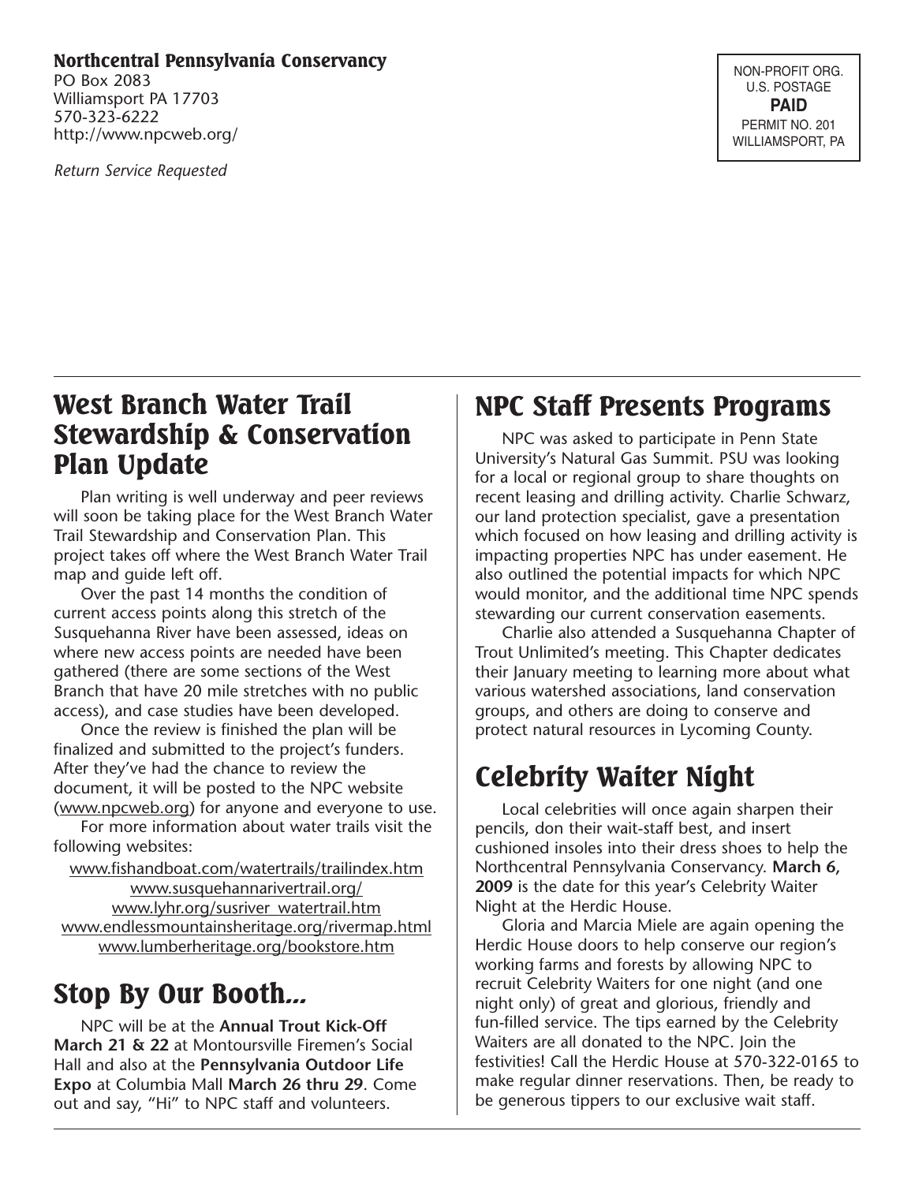**Northcentral Pennsylvania Conservancy**
PO Box 2083
Williamsport PA 17703
570-323-6222
http://www.npcweb.org/

*Return Service Requested*

NON-PROFIT ORG.
U.S. POSTAGE
**PAID**
PERMIT NO. 201
WILLIAMSPORT, PA

## West Branch Water Trail Stewardship & Conservation Plan Update

Plan writing is well underway and peer reviews will soon be taking place for the West Branch Water Trail Stewardship and Conservation Plan. This project takes off where the West Branch Water Trail map and guide left off.

Over the past 14 months the condition of current access points along this stretch of the Susquehanna River have been assessed, ideas on where new access points are needed have been gathered (there are some sections of the West Branch that have 20 mile stretches with no public access), and case studies have been developed.

Once the review is finished the plan will be finalized and submitted to the project's funders. After they've had the chance to review the document, it will be posted to the NPC website (www.npcweb.org) for anyone and everyone to use.

For more information about water trails visit the following websites:

www.fishandboat.com/watertrails/trailindex.htm
www.susquehannarivertrail.org/
www.lyhr.org/susriver_watertrail.htm
www.endlessmountainsheritage.org/rivermap.html
www.lumberheritage.org/bookstore.htm

## Stop By Our Booth...

NPC will be at the **Annual Trout Kick-Off March 21 & 22** at Montoursville Firemen's Social Hall and also at the **Pennsylvania Outdoor Life Expo** at Columbia Mall **March 26 thru 29**. Come out and say, "Hi" to NPC staff and volunteers.

## NPC Staff Presents Programs

NPC was asked to participate in Penn State University's Natural Gas Summit. PSU was looking for a local or regional group to share thoughts on recent leasing and drilling activity. Charlie Schwarz, our land protection specialist, gave a presentation which focused on how leasing and drilling activity is impacting properties NPC has under easement. He also outlined the potential impacts for which NPC would monitor, and the additional time NPC spends stewarding our current conservation easements.

Charlie also attended a Susquehanna Chapter of Trout Unlimited's meeting. This Chapter dedicates their January meeting to learning more about what various watershed associations, land conservation groups, and others are doing to conserve and protect natural resources in Lycoming County.

## Celebrity Waiter Night

Local celebrities will once again sharpen their pencils, don their wait-staff best, and insert cushioned insoles into their dress shoes to help the Northcentral Pennsylvania Conservancy. **March 6, 2009** is the date for this year's Celebrity Waiter Night at the Herdic House.

Gloria and Marcia Miele are again opening the Herdic House doors to help conserve our region's working farms and forests by allowing NPC to recruit Celebrity Waiters for one night (and one night only) of great and glorious, friendly and fun-filled service. The tips earned by the Celebrity Waiters are all donated to the NPC. Join the festivities! Call the Herdic House at 570-322-0165 to make regular dinner reservations. Then, be ready to be generous tippers to our exclusive wait staff.